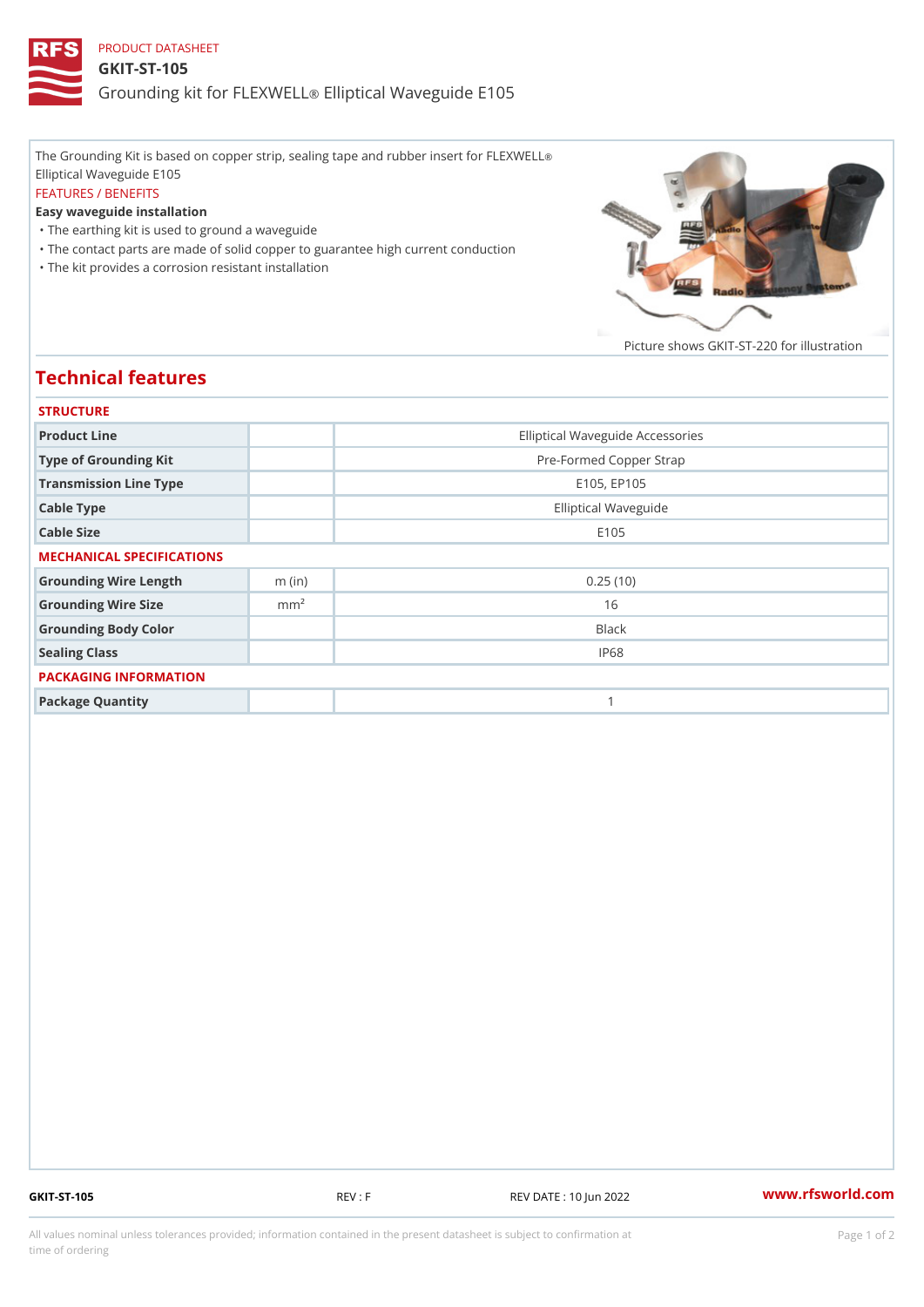PRODUCT DATASHEET

# GKIT-ST-105

## Grounding kit for FLEXWELL® Elliptical Waveguide E105

The Grounding Kit is based on copper strip, sealing tape and rubber insert for FLEXWELL® Elliptical Waveguide E105

FEATURES / BENEFITS

**Easy waveguide installation**

- The earthing kit is used to ground a waveguide
- The contact parts are made of solid copper to guarantee high current conduction
- The kit provides a corrosion resistant installation

Picture shows GKIT-ST-220 for illustration

## Technical features

### STRUCTURE

| | | |
|---|---|---|
| Product Line | | Elliptical Waveguide Accessories |
| Type of Grounding Kit | | Pre-Formed Copper Strap |
| Transmission Line Type | | E105, EP105 |
| Cable Type | | Elliptical Waveguide |
| Cable Size | | E105 |

### MECHANICAL SPECIFICATIONS

| | | |
|---|---|---|
| Grounding Wire Length | m (in) | 0.25 (10) |
| Grounding Wire Size | $mm^2$ | 16 |
| Grounding Body Color | | Black |
| Sealing Class | | IP68 |

### PACKAGING INFORMATION

| | | |
|---|---|---|
| Package Quantity | | 1 |

GKIT-ST-105 REV : F REV DATE : 10 Jun 2022 www.rfsworld.com

All values nominal unless tolerances provided; information contained in the present datasheet is subject to confirmation at time of ordering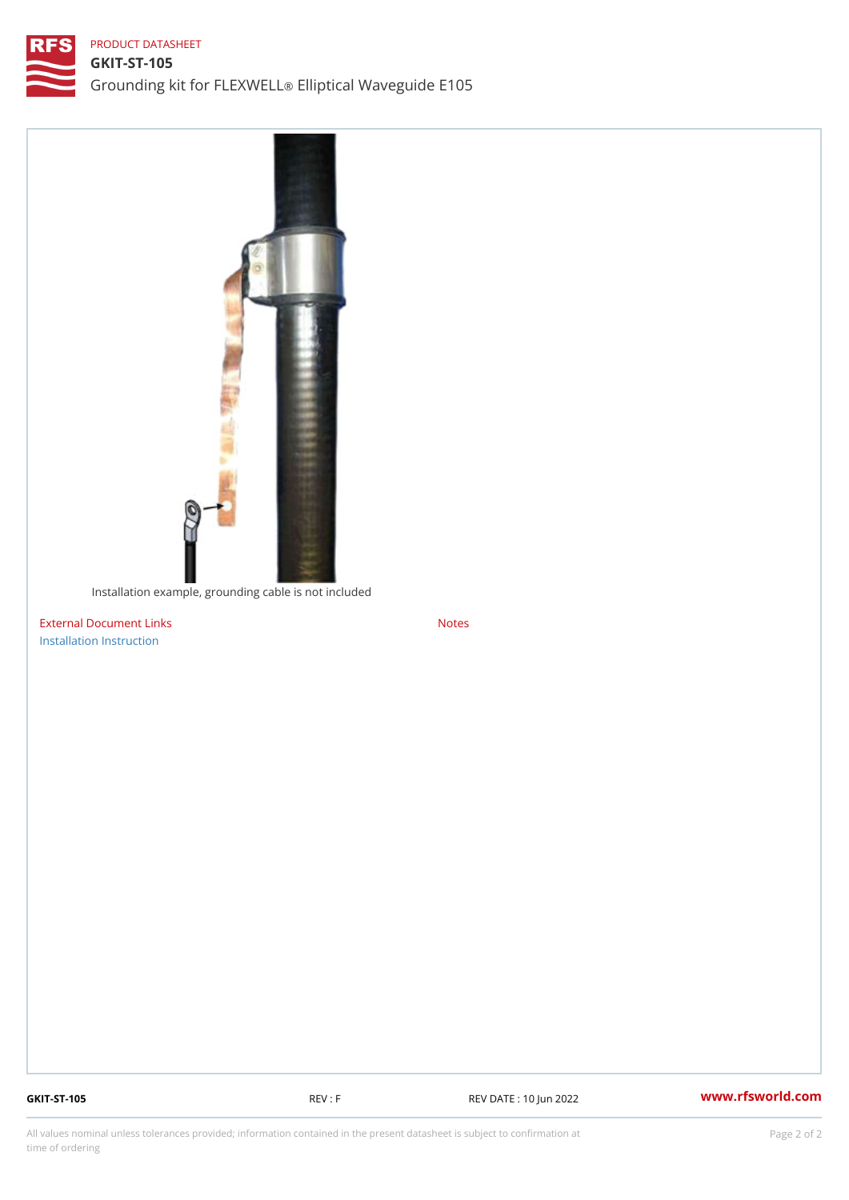Installation example, grounding cable is not included

External Document Links

Installation Instruction

Notes